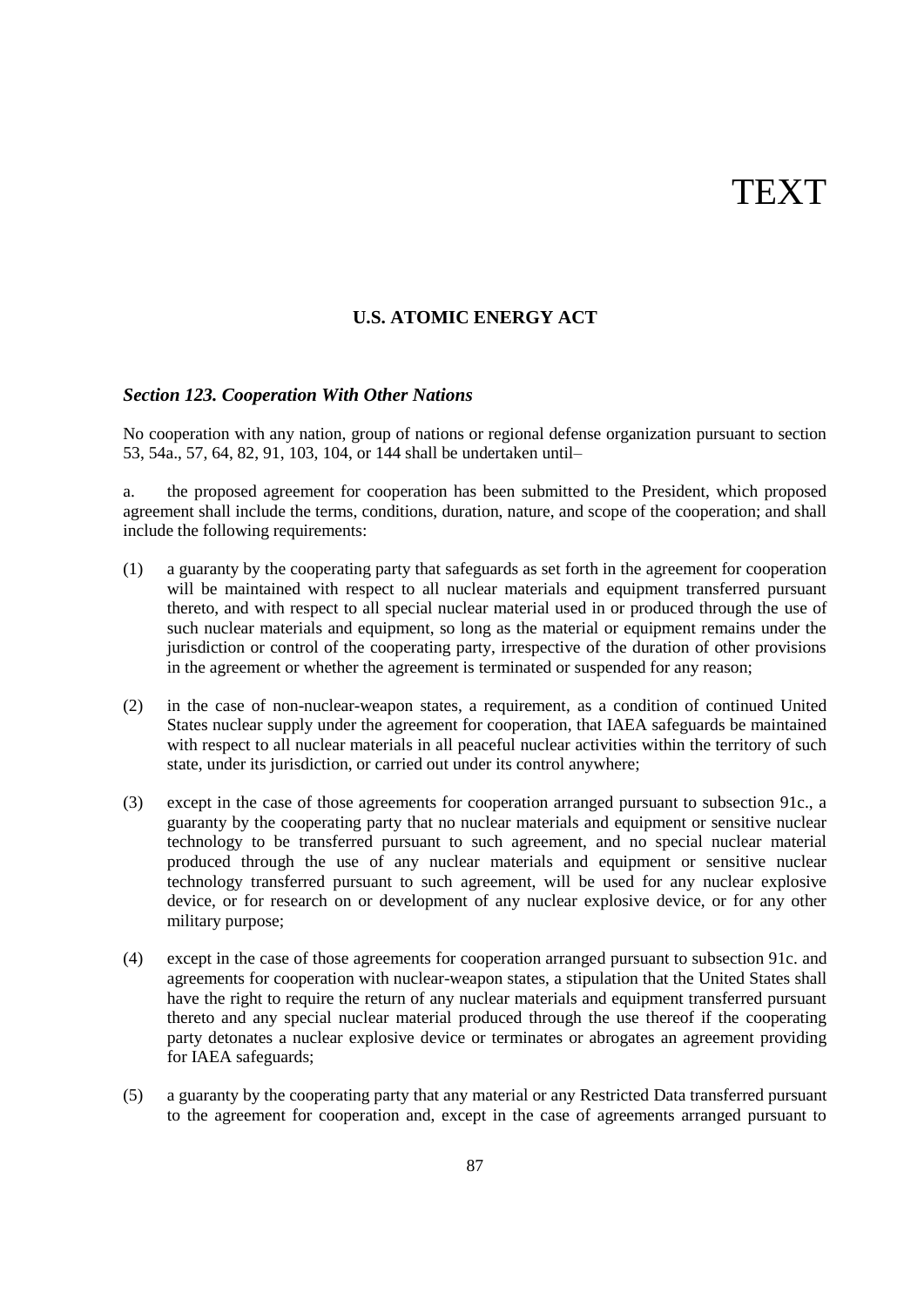# TEXT

## U.S. ATOMIC ENERGY ACT

### *Section 123. Cooperation With Other Nations*

No cooperation with any nation, group of nations or regional defense organization pursuant to section 53, 54a., 57, 64, 82, 91, 103, 104, or 144 shall be undertaken until–

a. the proposed agreement for cooperation has been submitted to the President, which proposed agreement shall include the terms, conditions, duration, nature, and scope of the cooperation; and shall include the following requirements:

(1) a guaranty by the cooperating party that safeguards as set forth in the agreement for cooperation will be maintained with respect to all nuclear materials and equipment transferred pursuant thereto, and with respect to all special nuclear material used in or produced through the use of such nuclear materials and equipment, so long as the material or equipment remains under the jurisdiction or control of the cooperating party, irrespective of the duration of other provisions in the agreement or whether the agreement is terminated or suspended for any reason;

(2) in the case of non-nuclear-weapon states, a requirement, as a condition of continued United States nuclear supply under the agreement for cooperation, that IAEA safeguards be maintained with respect to all nuclear materials in all peaceful nuclear activities within the territory of such state, under its jurisdiction, or carried out under its control anywhere;

(3) except in the case of those agreements for cooperation arranged pursuant to subsection 91c., a guaranty by the cooperating party that no nuclear materials and equipment or sensitive nuclear technology to be transferred pursuant to such agreement, and no special nuclear material produced through the use of any nuclear materials and equipment or sensitive nuclear technology transferred pursuant to such agreement, will be used for any nuclear explosive device, or for research on or development of any nuclear explosive device, or for any other military purpose;

(4) except in the case of those agreements for cooperation arranged pursuant to subsection 91c. and agreements for cooperation with nuclear-weapon states, a stipulation that the United States shall have the right to require the return of any nuclear materials and equipment transferred pursuant thereto and any special nuclear material produced through the use thereof if the cooperating party detonates a nuclear explosive device or terminates or abrogates an agreement providing for IAEA safeguards;

(5) a guaranty by the cooperating party that any material or any Restricted Data transferred pursuant to the agreement for cooperation and, except in the case of agreements arranged pursuant to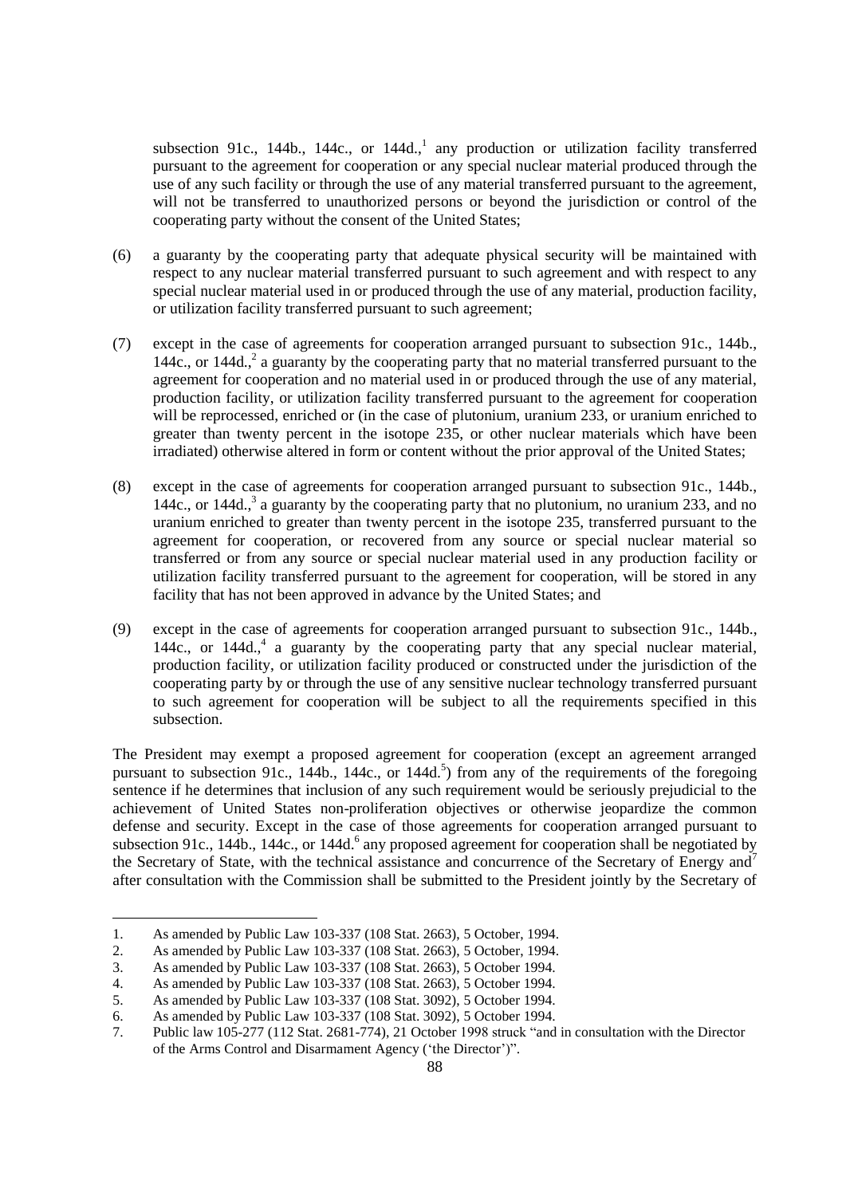subsection 91c., 144b., 144c., or 144d.,[1] any production or utilization facility transferred pursuant to the agreement for cooperation or any special nuclear material produced through the use of any such facility or through the use of any material transferred pursuant to the agreement, will not be transferred to unauthorized persons or beyond the jurisdiction or control of the cooperating party without the consent of the United States;

(6) a guaranty by the cooperating party that adequate physical security will be maintained with respect to any nuclear material transferred pursuant to such agreement and with respect to any special nuclear material used in or produced through the use of any material, production facility, or utilization facility transferred pursuant to such agreement;

(7) except in the case of agreements for cooperation arranged pursuant to subsection 91c., 144b., 144c., or 144d.,[2] a guaranty by the cooperating party that no material transferred pursuant to the agreement for cooperation and no material used in or produced through the use of any material, production facility, or utilization facility transferred pursuant to the agreement for cooperation will be reprocessed, enriched or (in the case of plutonium, uranium 233, or uranium enriched to greater than twenty percent in the isotope 235, or other nuclear materials which have been irradiated) otherwise altered in form or content without the prior approval of the United States;

(8) except in the case of agreements for cooperation arranged pursuant to subsection 91c., 144b., 144c., or 144d.,[3] a guaranty by the cooperating party that no plutonium, no uranium 233, and no uranium enriched to greater than twenty percent in the isotope 235, transferred pursuant to the agreement for cooperation, or recovered from any source or special nuclear material so transferred or from any source or special nuclear material used in any production facility or utilization facility transferred pursuant to the agreement for cooperation, will be stored in any facility that has not been approved in advance by the United States; and

(9) except in the case of agreements for cooperation arranged pursuant to subsection 91c., 144b., 144c., or 144d.,[4] a guaranty by the cooperating party that any special nuclear material, production facility, or utilization facility produced or constructed under the jurisdiction of the cooperating party by or through the use of any sensitive nuclear technology transferred pursuant to such agreement for cooperation will be subject to all the requirements specified in this subsection.

The President may exempt a proposed agreement for cooperation (except an agreement arranged pursuant to subsection 91c., 144b., 144c., or 144d.[5]) from any of the requirements of the foregoing sentence if he determines that inclusion of any such requirement would be seriously prejudicial to the achievement of United States non-proliferation objectives or otherwise jeopardize the common defense and security. Except in the case of those agreements for cooperation arranged pursuant to subsection 91c., 144b., 144c., or 144d.[6] any proposed agreement for cooperation shall be negotiated by the Secretary of State, with the technical assistance and concurrence of the Secretary of Energy and[7] after consultation with the Commission shall be submitted to the President jointly by the Secretary of

---

1. As amended by Public Law 103-337 (108 Stat. 2663), 5 October, 1994.
2. As amended by Public Law 103-337 (108 Stat. 2663), 5 October, 1994.
3. As amended by Public Law 103-337 (108 Stat. 2663), 5 October 1994.
4. As amended by Public Law 103-337 (108 Stat. 2663), 5 October 1994.
5. As amended by Public Law 103-337 (108 Stat. 3092), 5 October 1994.
6. As amended by Public Law 103-337 (108 Stat. 3092), 5 October 1994.
7. Public law 105-277 (112 Stat. 2681-774), 21 October 1998 struck "and in consultation with the Director of the Arms Control and Disarmament Agency ('the Director')".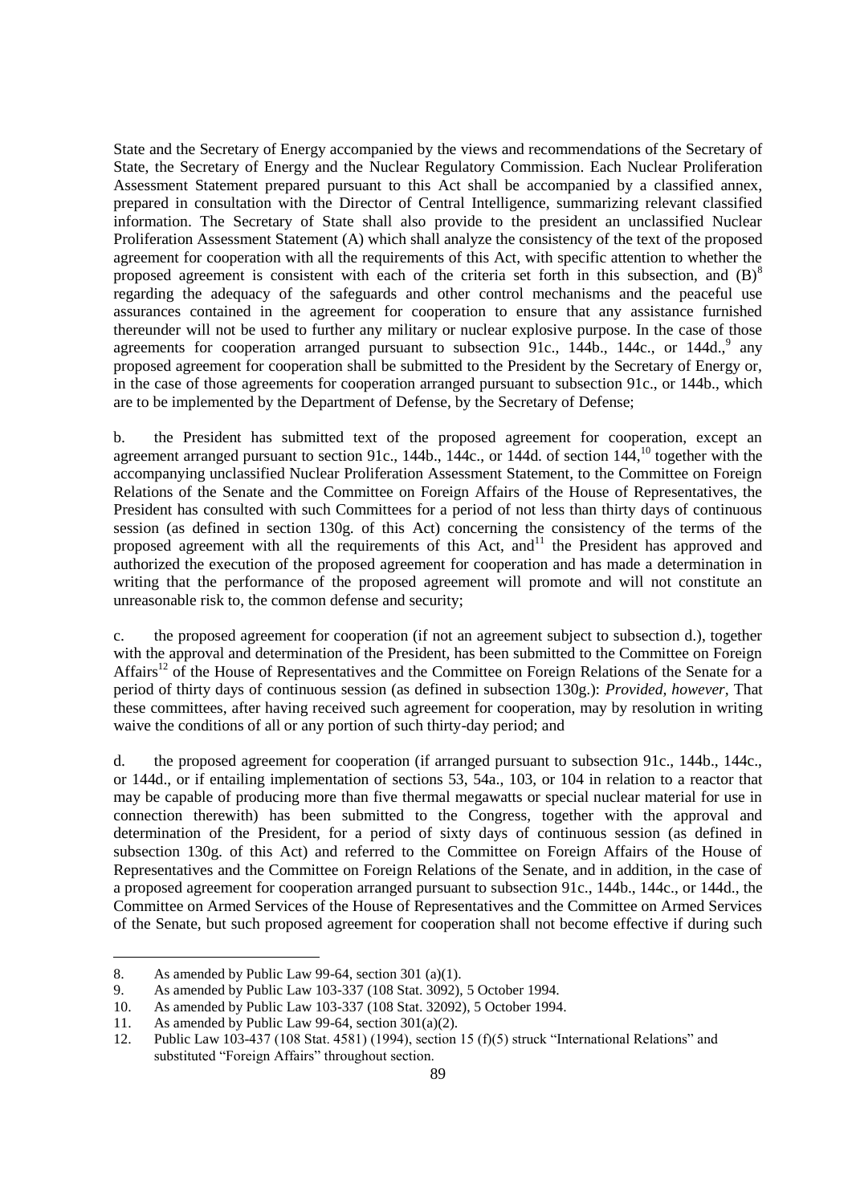State and the Secretary of Energy accompanied by the views and recommendations of the Secretary of State, the Secretary of Energy and the Nuclear Regulatory Commission. Each Nuclear Proliferation Assessment Statement prepared pursuant to this Act shall be accompanied by a classified annex, prepared in consultation with the Director of Central Intelligence, summarizing relevant classified information. The Secretary of State shall also provide to the president an unclassified Nuclear Proliferation Assessment Statement (A) which shall analyze the consistency of the text of the proposed agreement for cooperation with all the requirements of this Act, with specific attention to whether the proposed agreement is consistent with each of the criteria set forth in this subsection, and (B)[8] regarding the adequacy of the safeguards and other control mechanisms and the peaceful use assurances contained in the agreement for cooperation to ensure that any assistance furnished thereunder will not be used to further any military or nuclear explosive purpose. In the case of those agreements for cooperation arranged pursuant to subsection 91c., 144b., 144c., or 144d.,[9] any proposed agreement for cooperation shall be submitted to the President by the Secretary of Energy or, in the case of those agreements for cooperation arranged pursuant to subsection 91c., or 144b., which are to be implemented by the Department of Defense, by the Secretary of Defense;

b. the President has submitted text of the proposed agreement for cooperation, except an agreement arranged pursuant to section 91c., 144b., 144c., or 144d. of section 144,[10] together with the accompanying unclassified Nuclear Proliferation Assessment Statement, to the Committee on Foreign Relations of the Senate and the Committee on Foreign Affairs of the House of Representatives, the President has consulted with such Committees for a period of not less than thirty days of continuous session (as defined in section 130g. of this Act) concerning the consistency of the terms of the proposed agreement with all the requirements of this Act, and[11] the President has approved and authorized the execution of the proposed agreement for cooperation and has made a determination in writing that the performance of the proposed agreement will promote and will not constitute an unreasonable risk to, the common defense and security;

c. the proposed agreement for cooperation (if not an agreement subject to subsection d.), together with the approval and determination of the President, has been submitted to the Committee on Foreign Affairs[12] of the House of Representatives and the Committee on Foreign Relations of the Senate for a period of thirty days of continuous session (as defined in subsection 130g.): *Provided, however,* That these committees, after having received such agreement for cooperation, may by resolution in writing waive the conditions of all or any portion of such thirty-day period; and

d. the proposed agreement for cooperation (if arranged pursuant to subsection 91c., 144b., 144c., or 144d., or if entailing implementation of sections 53, 54a., 103, or 104 in relation to a reactor that may be capable of producing more than five thermal megawatts or special nuclear material for use in connection therewith) has been submitted to the Congress, together with the approval and determination of the President, for a period of sixty days of continuous session (as defined in subsection 130g. of this Act) and referred to the Committee on Foreign Affairs of the House of Representatives and the Committee on Foreign Relations of the Senate, and in addition, in the case of a proposed agreement for cooperation arranged pursuant to subsection 91c., 144b., 144c., or 144d., the Committee on Armed Services of the House of Representatives and the Committee on Armed Services of the Senate, but such proposed agreement for cooperation shall not become effective if during such

---

8. As amended by Public Law 99-64, section 301 (a)(1).
9. As amended by Public Law 103-337 (108 Stat. 3092), 5 October 1994.
10. As amended by Public Law 103-337 (108 Stat. 32092), 5 October 1994.
11. As amended by Public Law 99-64, section 301(a)(2).
12. Public Law 103-437 (108 Stat. 4581) (1994), section 15 (f)(5) struck "International Relations" and substituted "Foreign Affairs" throughout section.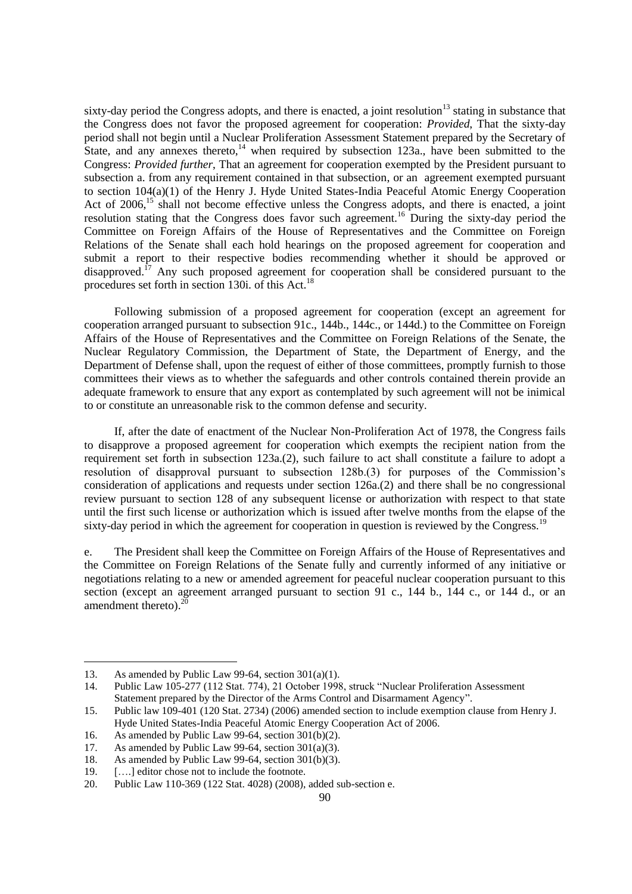sixty-day period the Congress adopts, and there is enacted, a joint resolution[13] stating in substance that the Congress does not favor the proposed agreement for cooperation: *Provided*, That the sixty-day period shall not begin until a Nuclear Proliferation Assessment Statement prepared by the Secretary of State, and any annexes thereto,[14] when required by subsection 123a., have been submitted to the Congress: *Provided further*, That an agreement for cooperation exempted by the President pursuant to subsection a. from any requirement contained in that subsection, or an agreement exempted pursuant to section 104(a)(1) of the Henry J. Hyde United States-India Peaceful Atomic Energy Cooperation Act of 2006,[15] shall not become effective unless the Congress adopts, and there is enacted, a joint resolution stating that the Congress does favor such agreement.[16] During the sixty-day period the Committee on Foreign Affairs of the House of Representatives and the Committee on Foreign Relations of the Senate shall each hold hearings on the proposed agreement for cooperation and submit a report to their respective bodies recommending whether it should be approved or disapproved.[17] Any such proposed agreement for cooperation shall be considered pursuant to the procedures set forth in section 130i. of this Act.[18]

Following submission of a proposed agreement for cooperation (except an agreement for cooperation arranged pursuant to subsection 91c., 144b., 144c., or 144d.) to the Committee on Foreign Affairs of the House of Representatives and the Committee on Foreign Relations of the Senate, the Nuclear Regulatory Commission, the Department of State, the Department of Energy, and the Department of Defense shall, upon the request of either of those committees, promptly furnish to those committees their views as to whether the safeguards and other controls contained therein provide an adequate framework to ensure that any export as contemplated by such agreement will not be inimical to or constitute an unreasonable risk to the common defense and security.

If, after the date of enactment of the Nuclear Non-Proliferation Act of 1978, the Congress fails to disapprove a proposed agreement for cooperation which exempts the recipient nation from the requirement set forth in subsection 123a.(2), such failure to act shall constitute a failure to adopt a resolution of disapproval pursuant to subsection 128b.(3) for purposes of the Commission's consideration of applications and requests under section 126a.(2) and there shall be no congressional review pursuant to section 128 of any subsequent license or authorization with respect to that state until the first such license or authorization which is issued after twelve months from the elapse of the sixty-day period in which the agreement for cooperation in question is reviewed by the Congress.[19]

e. The President shall keep the Committee on Foreign Affairs of the House of Representatives and the Committee on Foreign Relations of the Senate fully and currently informed of any initiative or negotiations relating to a new or amended agreement for peaceful nuclear cooperation pursuant to this section (except an agreement arranged pursuant to section 91 c., 144 b., 144 c., or 144 d., or an amendment thereto).[20]

---

13. As amended by Public Law 99-64, section 301(a)(1).
14. Public Law 105-277 (112 Stat. 774), 21 October 1998, struck "Nuclear Proliferation Assessment Statement prepared by the Director of the Arms Control and Disarmament Agency".
15. Public law 109-401 (120 Stat. 2734) (2006) amended section to include exemption clause from Henry J. Hyde United States-India Peaceful Atomic Energy Cooperation Act of 2006.
16. As amended by Public Law 99-64, section 301(b)(2).
17. As amended by Public Law 99-64, section 301(a)(3).
18. As amended by Public Law 99-64, section 301(b)(3).
19. [….] editor chose not to include the footnote.
20. Public Law 110-369 (122 Stat. 4028) (2008), added sub-section e.